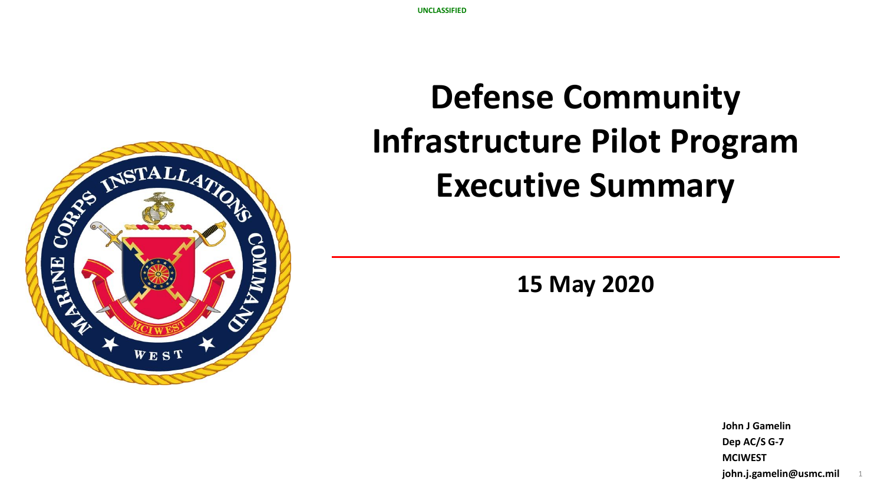UNCLASSIFIED

# Defense Community Infrastructure Pilot Program Executive Summary

**15 May 2020**

**John J Gamelin**
**Dep AC/S G-7**
**MCIWEST**
**john.j.gamelin@usmc.mil**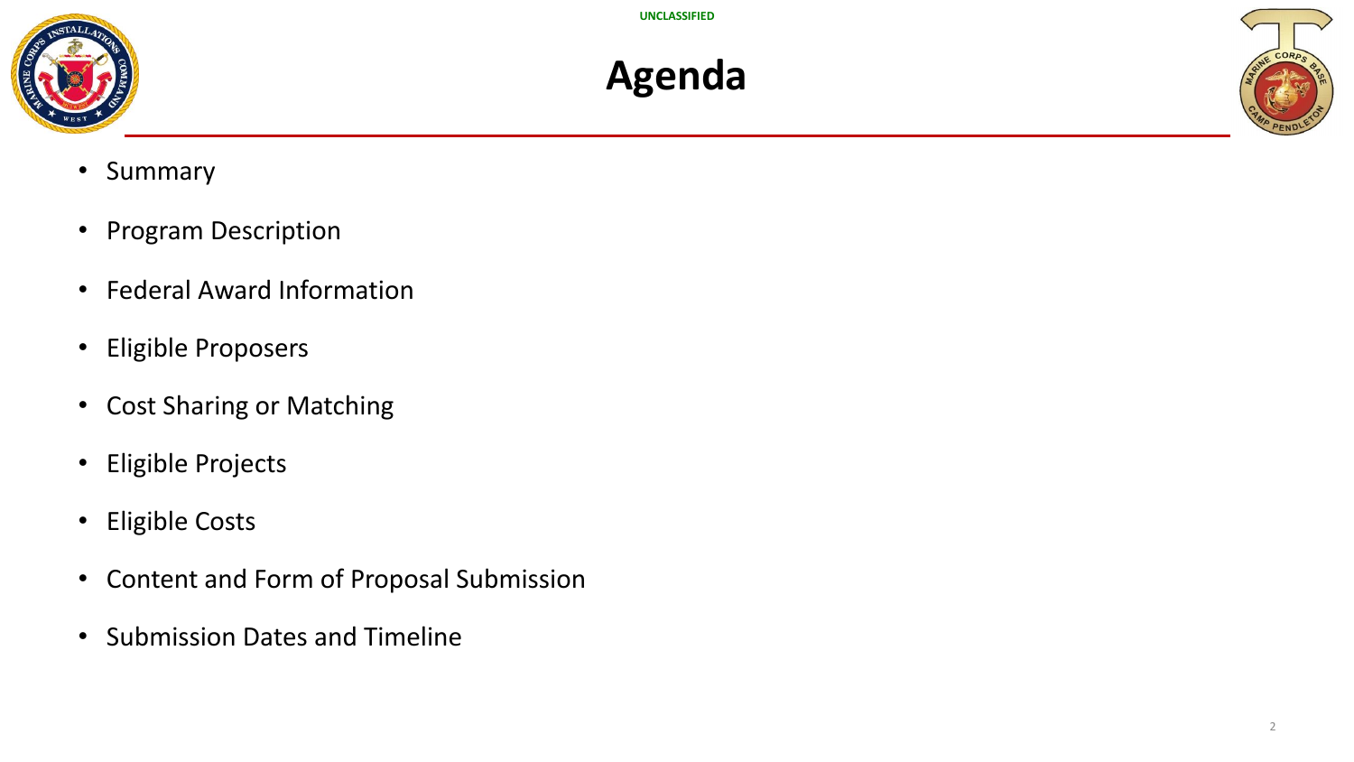UNCLASSIFIED

# Agenda

- Summary
- Program Description
- Federal Award Information
- Eligible Proposers
- Cost Sharing or Matching
- Eligible Projects
- Eligible Costs
- Content and Form of Proposal Submission
- Submission Dates and Timeline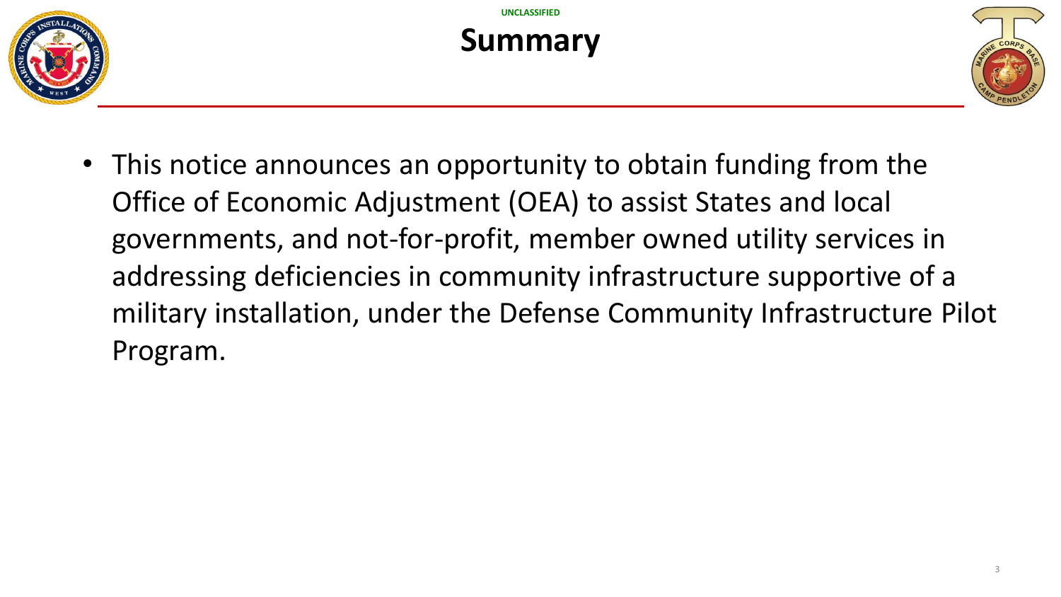# Summary

- This notice announces an opportunity to obtain funding from the Office of Economic Adjustment (OEA) to assist States and local governments, and not-for-profit, member owned utility services in addressing deficiencies in community infrastructure supportive of a military installation, under the Defense Community Infrastructure Pilot Program.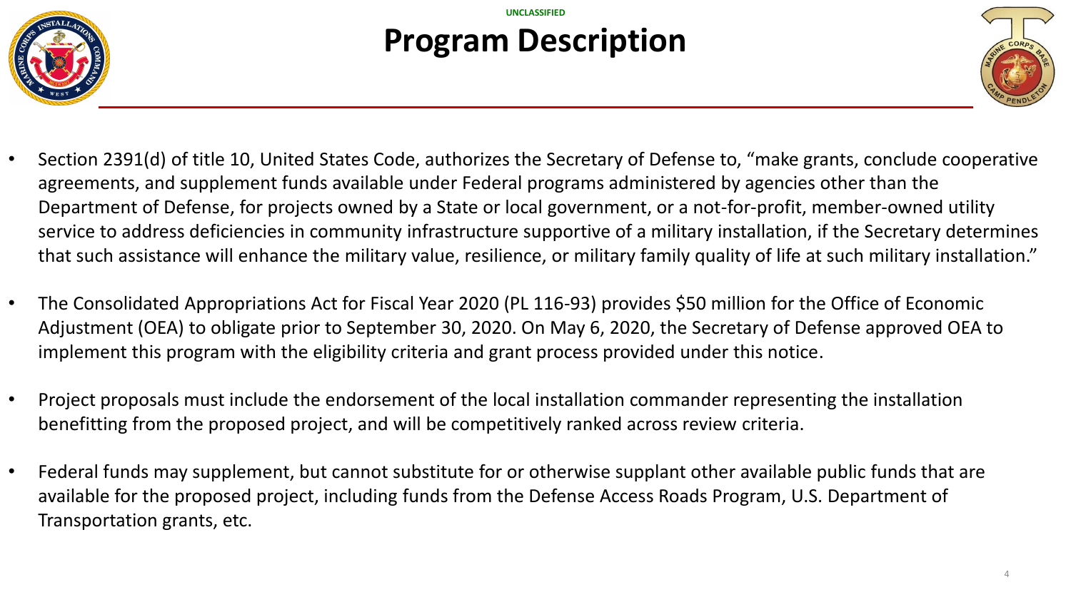UNCLASSIFIED

# Program Description

- Section 2391(d) of title 10, United States Code, authorizes the Secretary of Defense to, “make grants, conclude cooperative agreements, and supplement funds available under Federal programs administered by agencies other than the Department of Defense, for projects owned by a State or local government, or a not-for-profit, member-owned utility service to address deficiencies in community infrastructure supportive of a military installation, if the Secretary determines that such assistance will enhance the military value, resilience, or military family quality of life at such military installation.”
- The Consolidated Appropriations Act for Fiscal Year 2020 (PL 116-93) provides $50 million for the Office of Economic Adjustment (OEA) to obligate prior to September 30, 2020. On May 6, 2020, the Secretary of Defense approved OEA to implement this program with the eligibility criteria and grant process provided under this notice.
- Project proposals must include the endorsement of the local installation commander representing the installation benefitting from the proposed project, and will be competitively ranked across review criteria.
- Federal funds may supplement, but cannot substitute for or otherwise supplant other available public funds that are available for the proposed project, including funds from the Defense Access Roads Program, U.S. Department of Transportation grants, etc.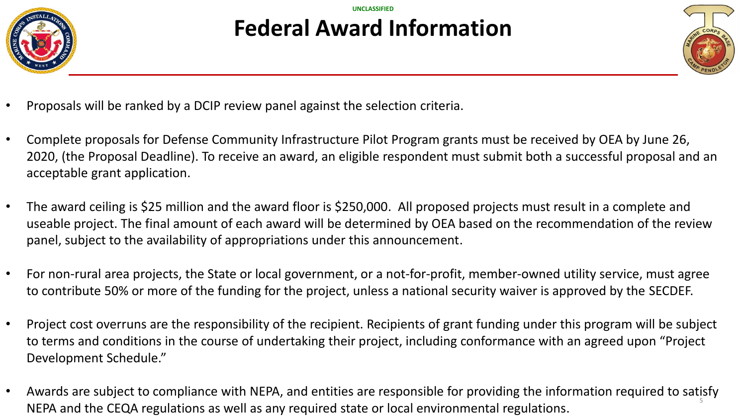UNCLASSIFIED

# Federal Award Information

- Proposals will be ranked by a DCIP review panel against the selection criteria.
- Complete proposals for Defense Community Infrastructure Pilot Program grants must be received by OEA by June 26, 2020, (the Proposal Deadline). To receive an award, an eligible respondent must submit both a successful proposal and an acceptable grant application.
- The award ceiling is $25 million and the award floor is $250,000. All proposed projects must result in a complete and useable project. The final amount of each award will be determined by OEA based on the recommendation of the review panel, subject to the availability of appropriations under this announcement.
- For non-rural area projects, the State or local government, or a not-for-profit, member-owned utility service, must agree to contribute 50% or more of the funding for the project, unless a national security waiver is approved by the SECDEF.
- Project cost overruns are the responsibility of the recipient. Recipients of grant funding under this program will be subject to terms and conditions in the course of undertaking their project, including conformance with an agreed upon "Project Development Schedule."
- Awards are subject to compliance with NEPA, and entities are responsible for providing the information required to satisfy NEPA and the CEQA regulations as well as any required state or local environmental regulations.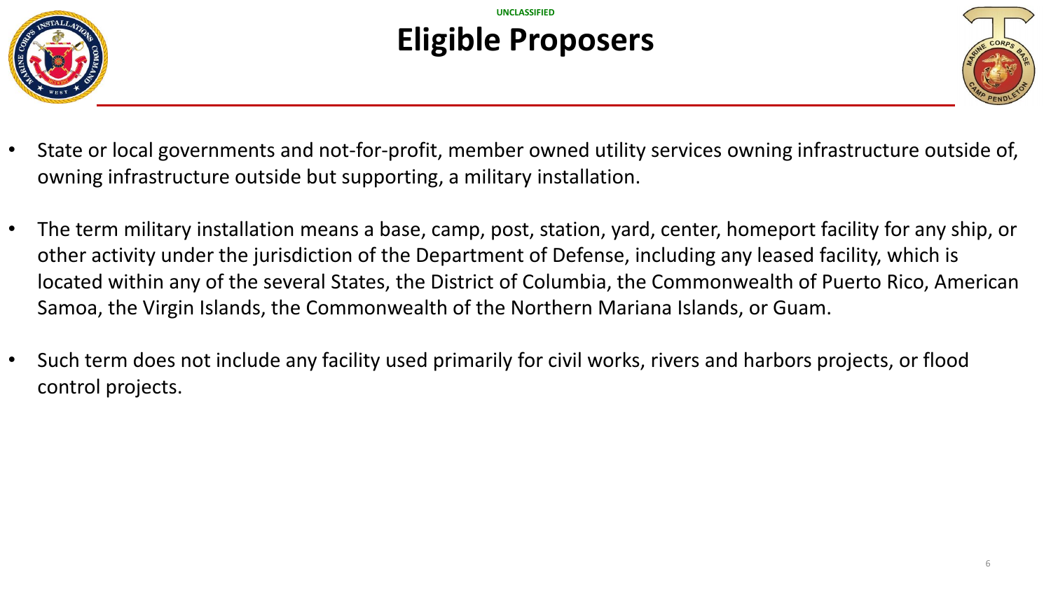UNCLASSIFIED

# Eligible Proposers

- State or local governments and not-for-profit, member owned utility services owning infrastructure outside of, owning infrastructure outside but supporting, a military installation.
- The term military installation means a base, camp, post, station, yard, center, homeport facility for any ship, or other activity under the jurisdiction of the Department of Defense, including any leased facility, which is located within any of the several States, the District of Columbia, the Commonwealth of Puerto Rico, American Samoa, the Virgin Islands, the Commonwealth of the Northern Mariana Islands, or Guam.
- Such term does not include any facility used primarily for civil works, rivers and harbors projects, or flood control projects.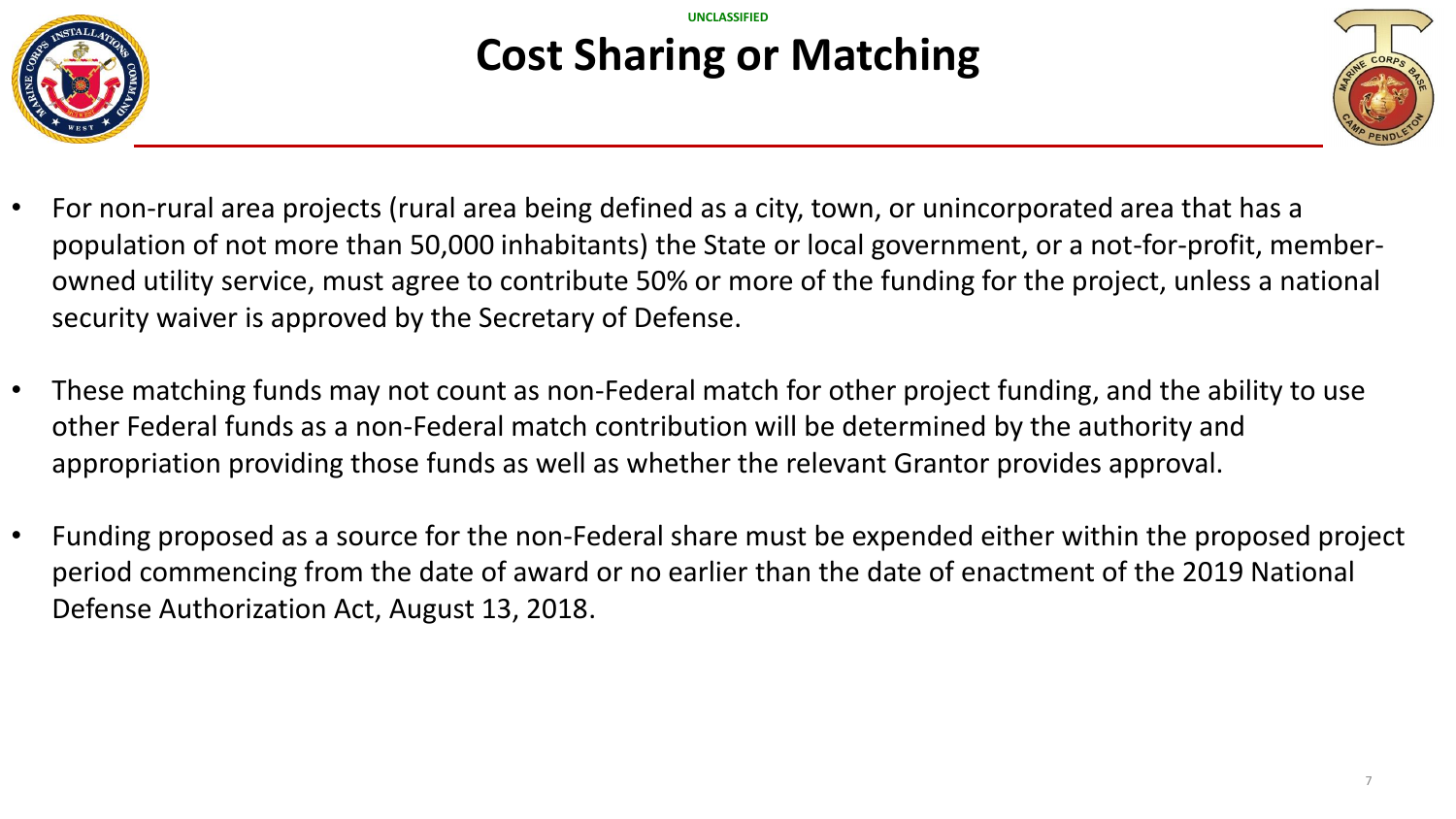UNCLASSIFIED

# Cost Sharing or Matching

- For non-rural area projects (rural area being defined as a city, town, or unincorporated area that has a population of not more than 50,000 inhabitants) the State or local government, or a not-for-profit, member-owned utility service, must agree to contribute 50% or more of the funding for the project, unless a national security waiver is approved by the Secretary of Defense.

- These matching funds may not count as non-Federal match for other project funding, and the ability to use other Federal funds as a non-Federal match contribution will be determined by the authority and appropriation providing those funds as well as whether the relevant Grantor provides approval.

- Funding proposed as a source for the non-Federal share must be expended either within the proposed project period commencing from the date of award or no earlier than the date of enactment of the 2019 National Defense Authorization Act, August 13, 2018.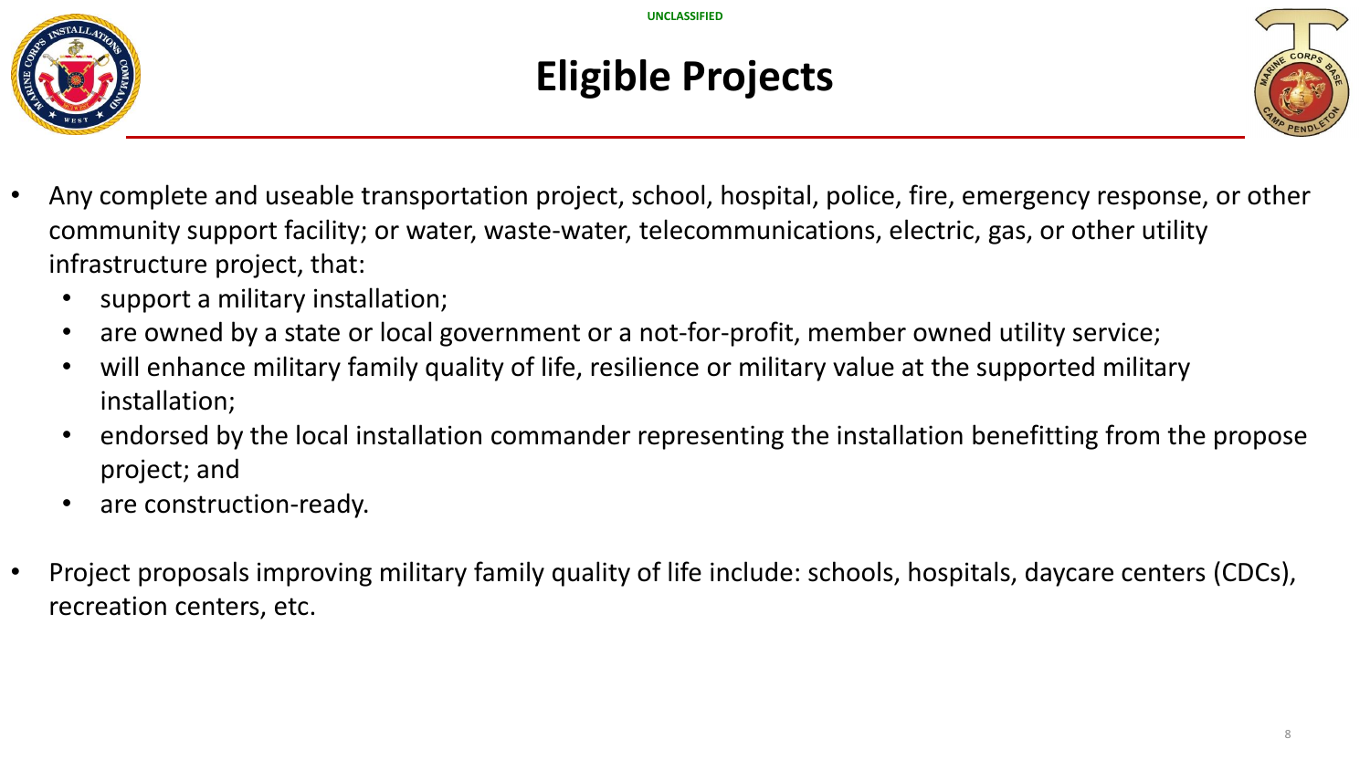# Eligible Projects

- Any complete and useable transportation project, school, hospital, police, fire, emergency response, or other community support facility; or water, waste-water, telecommunications, electric, gas, or other utility infrastructure project, that:
  - support a military installation;
  - are owned by a state or local government or a not-for-profit, member owned utility service;
  - will enhance military family quality of life, resilience or military value at the supported military installation;
  - endorsed by the local installation commander representing the installation benefitting from the propose project; and
  - are construction-ready.

- Project proposals improving military family quality of life include: schools, hospitals, daycare centers (CDCs), recreation centers, etc.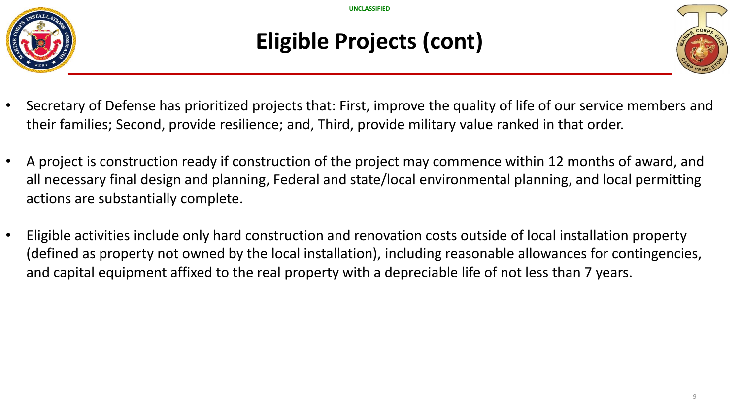# Eligible Projects (cont)

- Secretary of Defense has prioritized projects that: First, improve the quality of life of our service members and their families; Second, provide resilience; and, Third, provide military value ranked in that order.

- A project is construction ready if construction of the project may commence within 12 months of award, and all necessary final design and planning, Federal and state/local environmental planning, and local permitting actions are substantially complete.

- Eligible activities include only hard construction and renovation costs outside of local installation property (defined as property not owned by the local installation), including reasonable allowances for contingencies, and capital equipment affixed to the real property with a depreciable life of not less than 7 years.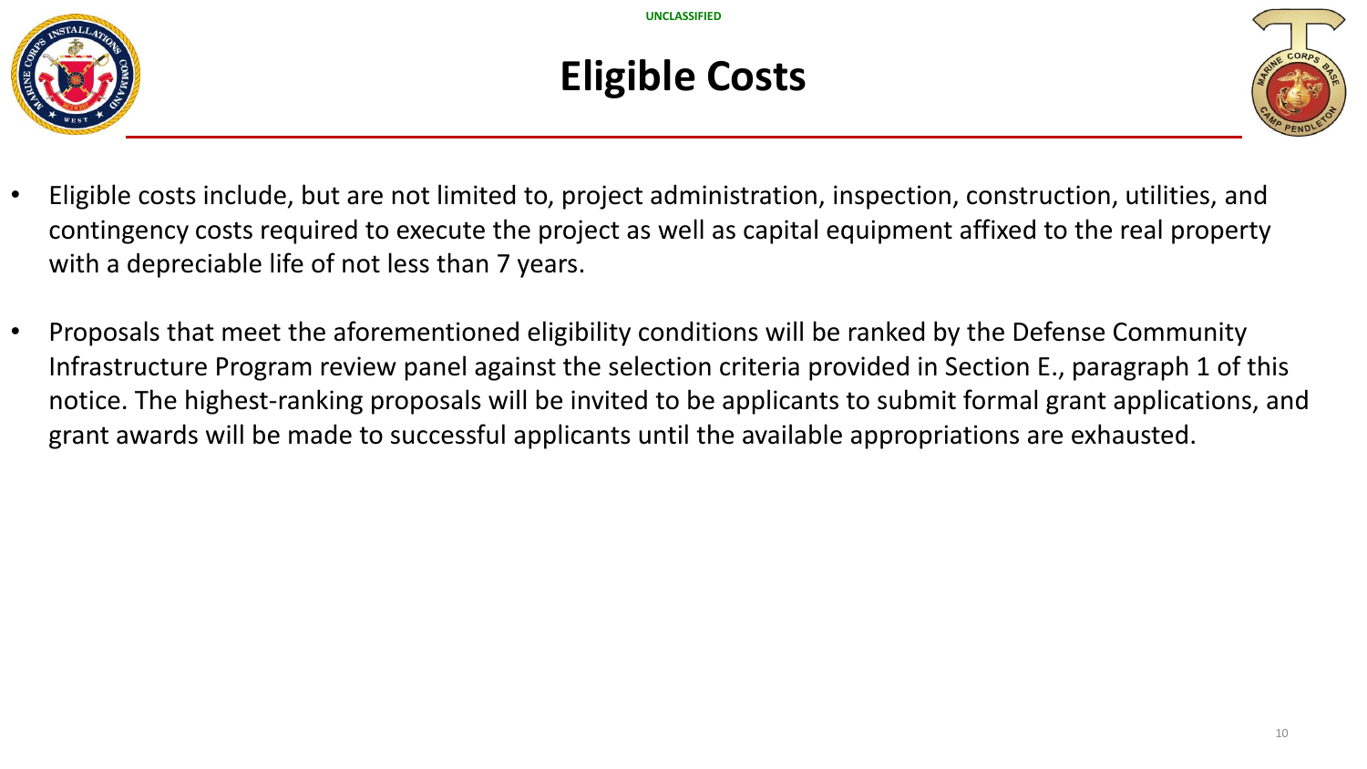# Eligible Costs

- Eligible costs include, but are not limited to, project administration, inspection, construction, utilities, and contingency costs required to execute the project as well as capital equipment affixed to the real property with a depreciable life of not less than 7 years.
- Proposals that meet the aforementioned eligibility conditions will be ranked by the Defense Community Infrastructure Program review panel against the selection criteria provided in Section E., paragraph 1 of this notice. The highest-ranking proposals will be invited to be applicants to submit formal grant applications, and grant awards will be made to successful applicants until the available appropriations are exhausted.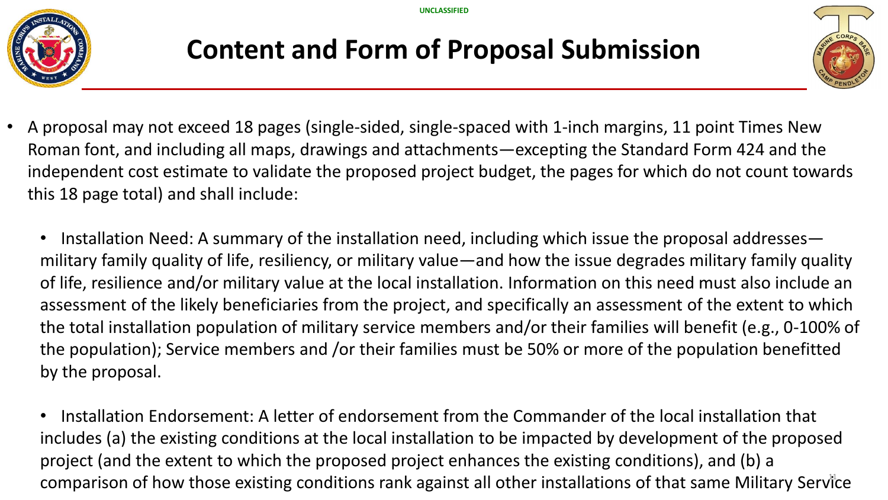UNCLASSIFIED

# Content and Form of Proposal Submission

- A proposal may not exceed 18 pages (single-sided, single-spaced with 1-inch margins, 11 point Times New Roman font, and including all maps, drawings and attachments—excepting the Standard Form 424 and the independent cost estimate to validate the proposed project budget, the pages for which do not count towards this 18 page total) and shall include:

  - Installation Need: A summary of the installation need, including which issue the proposal addresses—military family quality of life, resiliency, or military value—and how the issue degrades military family quality of life, resilience and/or military value at the local installation. Information on this need must also include an assessment of the likely beneficiaries from the project, and specifically an assessment of the extent to which the total installation population of military service members and/or their families will benefit (e.g., 0-100% of the population); Service members and /or their families must be 50% or more of the population benefitted by the proposal.

  - Installation Endorsement: A letter of endorsement from the Commander of the local installation that includes (a) the existing conditions at the local installation to be impacted by development of the proposed project (and the extent to which the proposed project enhances the existing conditions), and (b) a comparison of how those existing conditions rank against all other installations of that same Military Service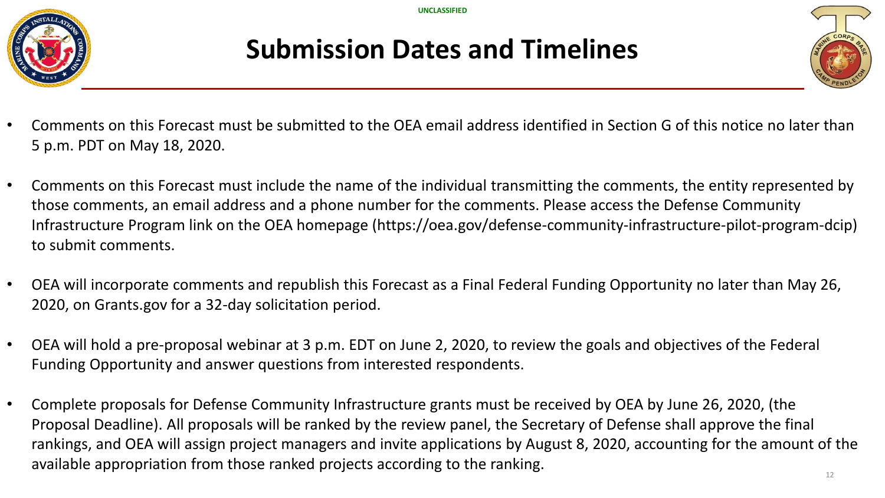UNCLASSIFIED

# Submission Dates and Timelines

- Comments on this Forecast must be submitted to the OEA email address identified in Section G of this notice no later than 5 p.m. PDT on May 18, 2020.
- Comments on this Forecast must include the name of the individual transmitting the comments, the entity represented by those comments, an email address and a phone number for the comments. Please access the Defense Community Infrastructure Program link on the OEA homepage (https://oea.gov/defense-community-infrastructure-pilot-program-dcip) to submit comments.
- OEA will incorporate comments and republish this Forecast as a Final Federal Funding Opportunity no later than May 26, 2020, on Grants.gov for a 32-day solicitation period.
- OEA will hold a pre-proposal webinar at 3 p.m. EDT on June 2, 2020, to review the goals and objectives of the Federal Funding Opportunity and answer questions from interested respondents.
- Complete proposals for Defense Community Infrastructure grants must be received by OEA by June 26, 2020, (the Proposal Deadline). All proposals will be ranked by the review panel, the Secretary of Defense shall approve the final rankings, and OEA will assign project managers and invite applications by August 8, 2020, accounting for the amount of the available appropriation from those ranked projects according to the ranking.